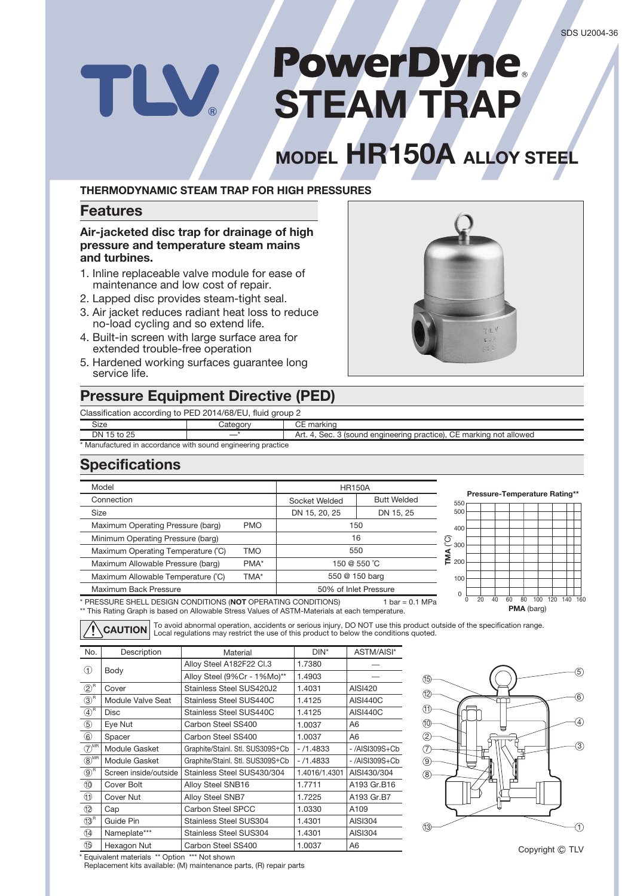# TLV PowerDyne STEAM TRAP

## MODEL HR150A ALLOY STEEL

**THERMODYNAMIC STEAM TRAP FOR HIGH PRESSURES**

## Features

### Air-jacketed disc trap for drainage of high pressure and temperature steam mains and turbines.

1. Inline replaceable valve module for ease of maintenance and low cost of repair.
2. Lapped disc provides steam-tight seal.
3. Air jacket reduces radiant heat loss to reduce no-load cycling and so extend life.
4. Built-in screen with large surface area for extended trouble-free operation
5. Hardened working surfaces guarantee long service life.

## Pressure Equipment Directive (PED)

Classification according to PED 2014/68/EU, fluid group 2

| Size | Category | CE marking |
|---|---|---|
| DN 15 to 25 | —* | Art. 4, Sec. 3 (sound engineering practice), CE marking not allowed |

\* Manufactured in accordance with sound engineering practice

## Specifications

| Model | | HR150A | |
|---|---|---|---|
| Connection | | Socket Welded | Butt Welded |
| Size | | DN 15, 20, 25 | DN 15, 25 |
| Maximum Operating Pressure (barg) | PMO | 150 | |
| Minimum Operating Pressure (barg) | | 16 | |
| Maximum Operating Temperature (˚C) | TMO | 550 | |
| Maximum Allowable Pressure (barg) | PMA* | 150 @ 550 ˚C | |
| Maximum Allowable Temperature (˚C) | TMA* | 550 @ 150 barg | |
| Maximum Back Pressure | | 50% of Inlet Pressure | |

\* PRESSURE SHELL DESIGN CONDITIONS (**NOT** OPERATING CONDITIONS) 1 bar = 0.1 MPa

\*\* This Rating Graph is based on Allowable Stress Values of ASTM-Materials at each temperature.

**Pressure-Temperature Rating\*\***

TMA (˚C): 0, 100, 200, 300, 400, 500, 550

**PMA** (barg): 0, 20, 40, 60, 80, 100, 120, 140, 160

**CAUTION** To avoid abnormal operation, accidents or serious injury, DO NOT use this product outside of the specification range. Local regulations may restrict the use of this product to below the conditions quoted.

| No. | Description | Material | DIN* | ASTM/AISI* |
|---|---|---|---|---|
| ① | Body | Alloy Steel A182F22 Cl.3 | 1.7380 | — |
| | | Alloy Steel (9%Cr - 1%Mo)** | 1.4903 | — |
| ②R | Cover | Stainless Steel SUS420J2 | 1.4031 | AISI420 |
| ③R | Module Valve Seat | Stainless Steel SUS440C | 1.4125 | AISI440C |
| ④R | Disc | Stainless Steel SUS440C | 1.4125 | AISI440C |
| ⑤ | Eye Nut | Carbon Steel SS400 | 1.0037 | A6 |
| ⑥ | Spacer | Carbon Steel SS400 | 1.0037 | A6 |
| ⑦MR | Module Gasket | Graphite/Stainl. Stl. SUS309S+Cb | - /1.4833 | - /AISI309S+Cb |
| ⑧MR | Module Gasket | Graphite/Stainl. Stl. SUS309S+Cb | - /1.4833 | - /AISI309S+Cb |
| ⑨R | Screen inside/outside | Stainless Steel SUS430/304 | 1.4016/1.4301 | AISI430/304 |
| ⑩ | Cover Bolt | Alloy Steel SNB16 | 1.7711 | A193 Gr.B16 |
| ⑪ | Cover Nut | Alloy Steel SNB7 | 1.7225 | A193 Gr.B7 |
| ⑫ | Cap | Carbon Steel SPCC | 1.0330 | A109 |
| ⑬R | Guide Pin | Stainless Steel SUS304 | 1.4301 | AISI304 |
| ⑭ | Nameplate*** | Stainless Steel SUS304 | 1.4301 | AISI304 |
| ⑮ | Hexagon Nut | Carbon Steel SS400 | 1.0037 | A6 |

\* Equivalent materials \*\* Option \*\*\* Not shown

Replacement kits available: (M) maintenance parts, (R) repair parts

Copyright © TLV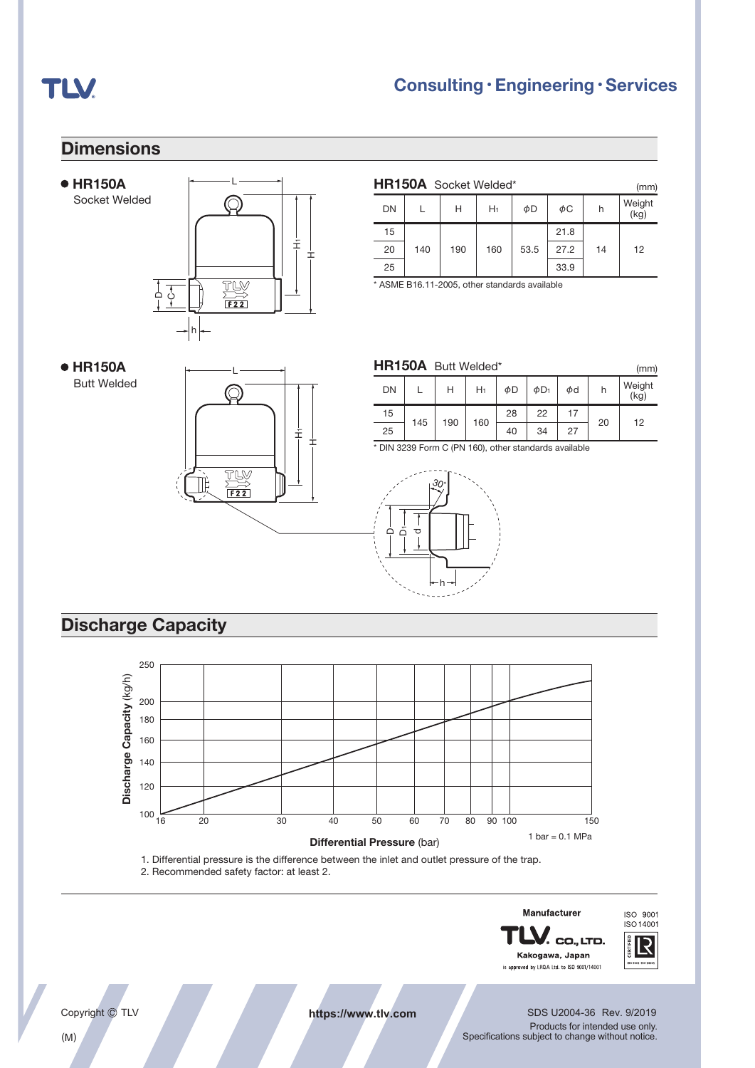## Dimensions

● **HR150A**
Socket Welded

L
H₁
H
D
C
h
F22

**HR150A** Socket Welded* (mm)

| DN | L | H | $H_1$ | ϕD | ϕC | h | Weight (kg) |
|---|---|---|---|---|---|---|---|
| 15 | 140 | 190 | 160 | 53.5 | 21.8 | 14 | 12 |
| 20 | | | | | 27.2 | | |
| 25 | | | | | 33.9 | | |

* ASME B16.11-2005, other standards available

● **HR150A**
Butt Welded

L
H₁
H
F22
30°
D
D₁
d
h

**HR150A** Butt Welded* (mm)

| DN | L | H | $H_1$ | ϕD | $ϕD_1$ | ϕd | h | Weight (kg) |
|---|---|---|---|---|---|---|---|---|
| 15 | 145 | 190 | 160 | 28 | 22 | 17 | 20 | 12 |
| 25 | | | | 40 | 34 | 27 | | |

* DIN 3239 Form C (PN 160), other standards available

## Discharge Capacity

**Discharge Capacity** (kg/h)
250
200
180
160
140
120
100

16 20 30 40 50 60 70 80 90 100 150

**Differential Pressure** (bar)

1 bar = 0.1 MPa

1. Differential pressure is the difference between the inlet and outlet pressure of the trap.
2. Recommended safety factor: at least 2.

**Manufacturer**
TLV. CO., LTD.
Kakogawa, Japan
is approved by LRQA Ltd. to ISO 9001/14001

ISO 9001
ISO 14001

Copyright © TLV

(M)

https://www.tlv.com

SDS U2004-36 Rev. 9/2019
Products for intended use only.
Specifications subject to change without notice.